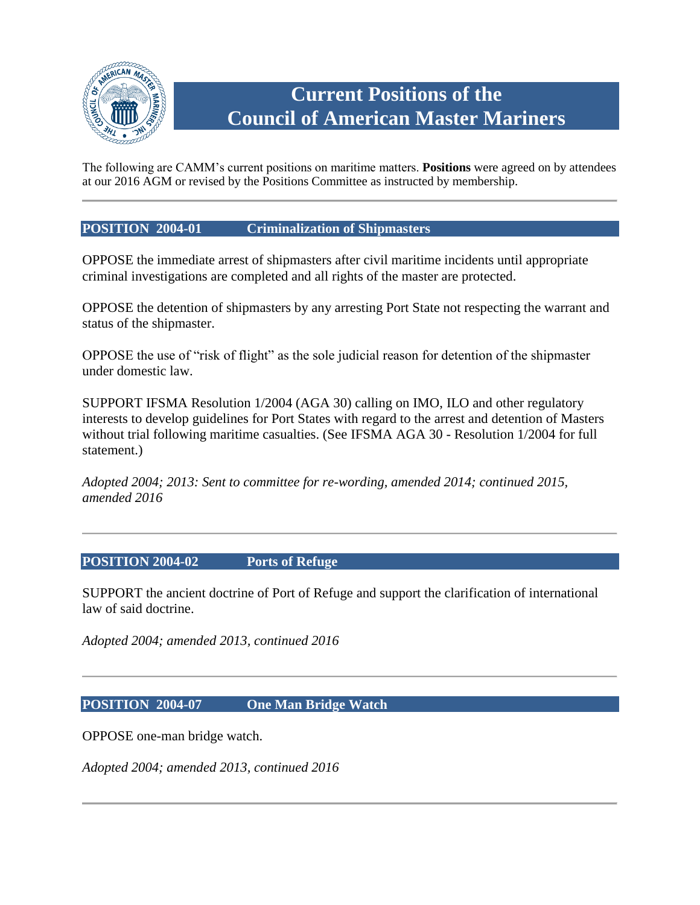# Current Positions of the Council of American Master Mariners

The following are CAMM's current positions on maritime matters. **Positions** were agreed on by attendees at our 2016 AGM or revised by the Positions Committee as instructed by membership.

---

## POSITION 2004-01 Criminalization of Shipmasters

OPPOSE the immediate arrest of shipmasters after civil maritime incidents until appropriate criminal investigations are completed and all rights of the master are protected.

OPPOSE the detention of shipmasters by any arresting Port State not respecting the warrant and status of the shipmaster.

OPPOSE the use of "risk of flight" as the sole judicial reason for detention of the shipmaster under domestic law.

SUPPORT IFSMA Resolution 1/2004 (AGA 30) calling on IMO, ILO and other regulatory interests to develop guidelines for Port States with regard to the arrest and detention of Masters without trial following maritime casualties. (See IFSMA AGA 30 - Resolution 1/2004 for full statement.)

*Adopted 2004; 2013: Sent to committee for re-wording, amended 2014; continued 2015, amended 2016*

---

## POSITION 2004-02 Ports of Refuge

SUPPORT the ancient doctrine of Port of Refuge and support the clarification of international law of said doctrine.

*Adopted 2004; amended 2013, continued 2016*

---

## POSITION 2004-07 One Man Bridge Watch

OPPOSE one-man bridge watch.

*Adopted 2004; amended 2013, continued 2016*

---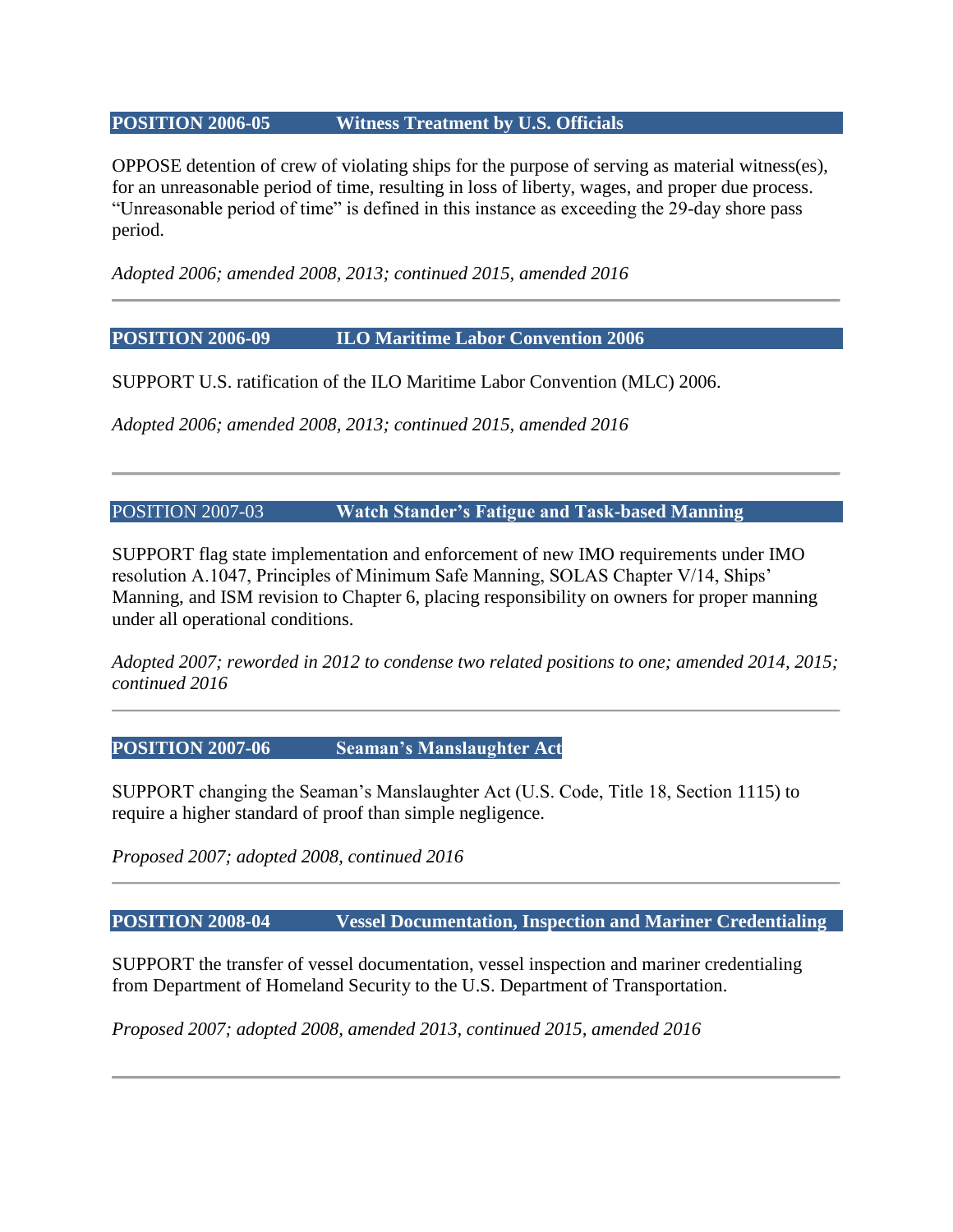## POSITION 2006-05 Witness Treatment by U.S. Officials

OPPOSE detention of crew of violating ships for the purpose of serving as material witness(es), for an unreasonable period of time, resulting in loss of liberty, wages, and proper due process. "Unreasonable period of time" is defined in this instance as exceeding the 29-day shore pass period.

*Adopted 2006; amended 2008, 2013; continued 2015, amended 2016*

---

## POSITION 2006-09 ILO Maritime Labor Convention 2006

SUPPORT U.S. ratification of the ILO Maritime Labor Convention (MLC) 2006.

*Adopted 2006; amended 2008, 2013; continued 2015, amended 2016*

---

## POSITION 2007-03 Watch Stander's Fatigue and Task-based Manning

SUPPORT flag state implementation and enforcement of new IMO requirements under IMO resolution A.1047, Principles of Minimum Safe Manning, SOLAS Chapter V/14, Ships' Manning, and ISM revision to Chapter 6, placing responsibility on owners for proper manning under all operational conditions.

*Adopted 2007; reworded in 2012 to condense two related positions to one; amended 2014, 2015; continued 2016*

---

## POSITION 2007-06 Seaman's Manslaughter Act

SUPPORT changing the Seaman's Manslaughter Act (U.S. Code, Title 18, Section 1115) to require a higher standard of proof than simple negligence.

*Proposed 2007; adopted 2008, continued 2016*

---

## POSITION 2008-04 Vessel Documentation, Inspection and Mariner Credentialing

SUPPORT the transfer of vessel documentation, vessel inspection and mariner credentialing from Department of Homeland Security to the U.S. Department of Transportation.

*Proposed 2007; adopted 2008, amended 2013, continued 2015, amended 2016*

---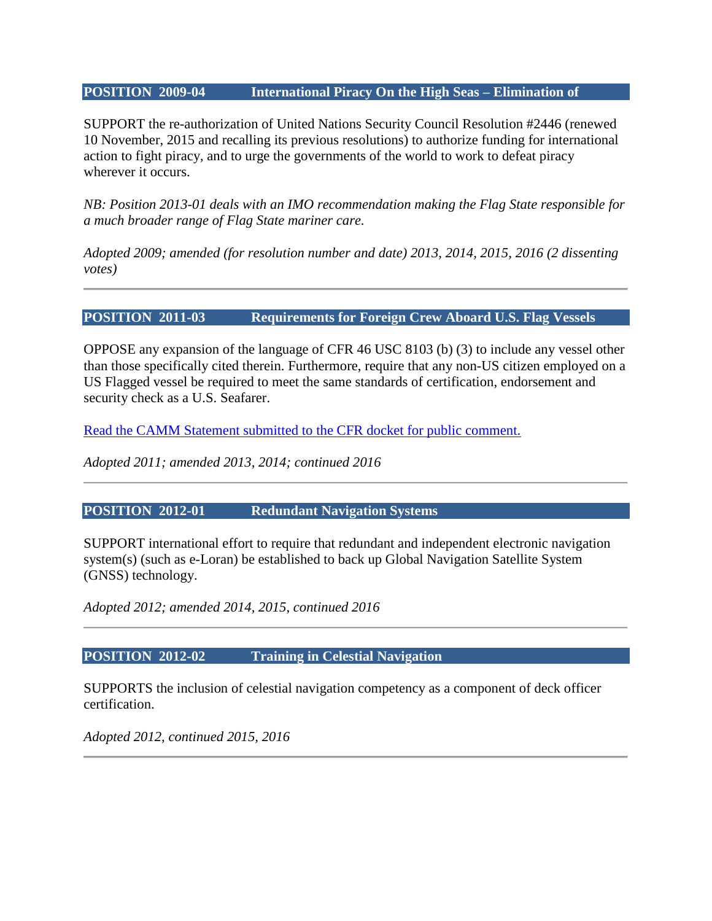## POSITION 2009-04 International Piracy On the High Seas – Elimination of

SUPPORT the re-authorization of United Nations Security Council Resolution #2446 (renewed 10 November, 2015 and recalling its previous resolutions) to authorize funding for international action to fight piracy, and to urge the governments of the world to work to defeat piracy wherever it occurs.

*NB: Position 2013-01 deals with an IMO recommendation making the Flag State responsible for a much broader range of Flag State mariner care.*

*Adopted 2009; amended (for resolution number and date) 2013, 2014, 2015, 2016 (2 dissenting votes)*

---

## POSITION 2011-03 Requirements for Foreign Crew Aboard U.S. Flag Vessels

OPPOSE any expansion of the language of CFR 46 USC 8103 (b) (3) to include any vessel other than those specifically cited therein. Furthermore, require that any non-US citizen employed on a US Flagged vessel be required to meet the same standards of certification, endorsement and security check as a U.S. Seafarer.

Read the CAMM Statement submitted to the CFR docket for public comment.

*Adopted 2011; amended 2013, 2014; continued 2016*

---

## POSITION 2012-01 Redundant Navigation Systems

SUPPORT international effort to require that redundant and independent electronic navigation system(s) (such as e-Loran) be established to back up Global Navigation Satellite System (GNSS) technology.

*Adopted 2012; amended 2014, 2015, continued 2016*

---

## POSITION 2012-02 Training in Celestial Navigation

SUPPORTS the inclusion of celestial navigation competency as a component of deck officer certification.

*Adopted 2012, continued 2015, 2016*

---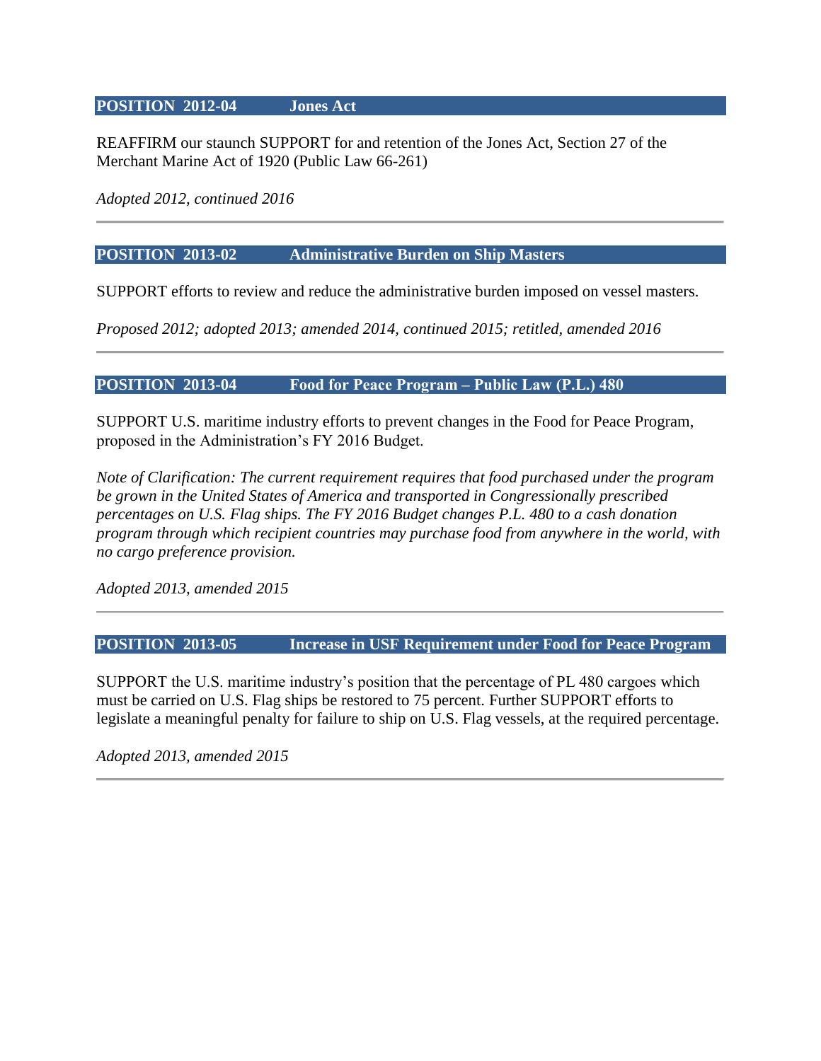## POSITION 2012-04 Jones Act

REAFFIRM our staunch SUPPORT for and retention of the Jones Act, Section 27 of the Merchant Marine Act of 1920 (Public Law 66-261)

*Adopted 2012, continued 2016*

---

## POSITION 2013-02 Administrative Burden on Ship Masters

SUPPORT efforts to review and reduce the administrative burden imposed on vessel masters.

*Proposed 2012; adopted 2013; amended 2014, continued 2015; retitled, amended 2016*

---

## POSITION 2013-04 Food for Peace Program – Public Law (P.L.) 480

SUPPORT U.S. maritime industry efforts to prevent changes in the Food for Peace Program, proposed in the Administration's FY 2016 Budget.

*Note of Clarification: The current requirement requires that food purchased under the program be grown in the United States of America and transported in Congressionally prescribed percentages on U.S. Flag ships. The FY 2016 Budget changes P.L. 480 to a cash donation program through which recipient countries may purchase food from anywhere in the world, with no cargo preference provision.*

*Adopted 2013, amended 2015*

---

## POSITION 2013-05 Increase in USF Requirement under Food for Peace Program

SUPPORT the U.S. maritime industry's position that the percentage of PL 480 cargoes which must be carried on U.S. Flag ships be restored to 75 percent. Further SUPPORT efforts to legislate a meaningful penalty for failure to ship on U.S. Flag vessels, at the required percentage.

*Adopted 2013, amended 2015*

---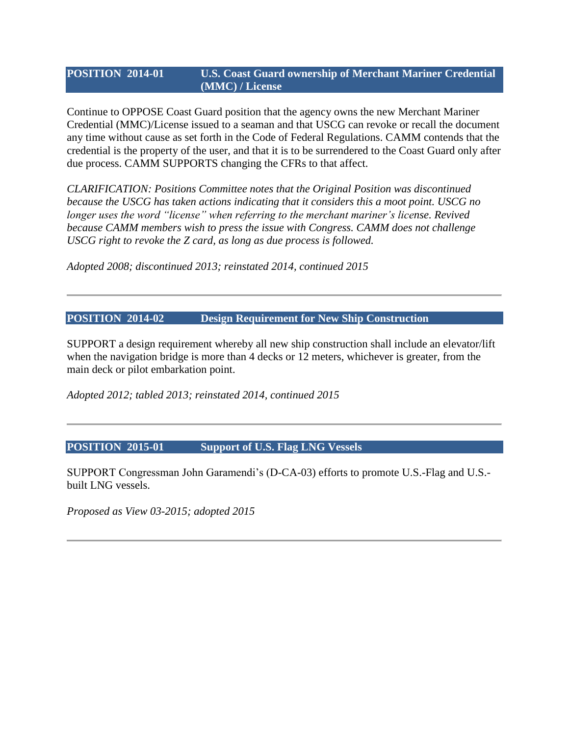## POSITION 2014-01 U.S. Coast Guard ownership of Merchant Mariner Credential (MMC) / License

Continue to OPPOSE Coast Guard position that the agency owns the new Merchant Mariner Credential (MMC)/License issued to a seaman and that USCG can revoke or recall the document any time without cause as set forth in the Code of Federal Regulations. CAMM contends that the credential is the property of the user, and that it is to be surrendered to the Coast Guard only after due process. CAMM SUPPORTS changing the CFRs to that affect.

*CLARIFICATION: Positions Committee notes that the Original Position was discontinued because the USCG has taken actions indicating that it considers this a moot point. USCG no longer uses the word "license" when referring to the merchant mariner's license. Revived because CAMM members wish to press the issue with Congress. CAMM does not challenge USCG right to revoke the Z card, as long as due process is followed.*

*Adopted 2008; discontinued 2013; reinstated 2014, continued 2015*

---

## POSITION 2014-02 Design Requirement for New Ship Construction

SUPPORT a design requirement whereby all new ship construction shall include an elevator/lift when the navigation bridge is more than 4 decks or 12 meters, whichever is greater, from the main deck or pilot embarkation point.

*Adopted 2012; tabled 2013; reinstated 2014, continued 2015*

---

## POSITION 2015-01 Support of U.S. Flag LNG Vessels

SUPPORT Congressman John Garamendi's (D-CA-03) efforts to promote U.S.-Flag and U.S.-built LNG vessels.

*Proposed as View 03-2015; adopted 2015*

---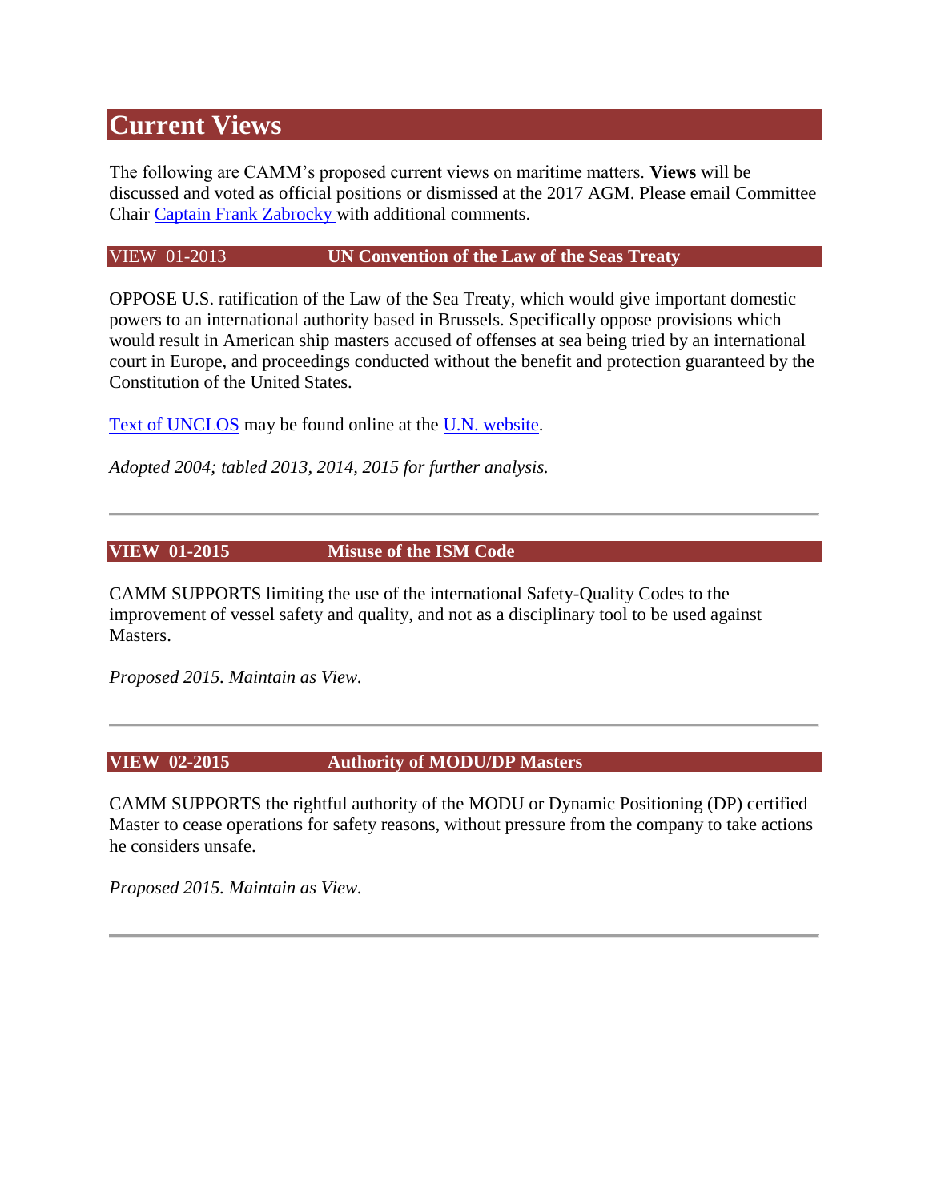# Current Views

The following are CAMM's proposed current views on maritime matters. **Views** will be discussed and voted as official positions or dismissed at the 2017 AGM. Please email Committee Chair Captain Frank Zabrocky with additional comments.

## VIEW 01-2013 UN Convention of the Law of the Seas Treaty

OPPOSE U.S. ratification of the Law of the Sea Treaty, which would give important domestic powers to an international authority based in Brussels. Specifically oppose provisions which would result in American ship masters accused of offenses at sea being tried by an international court in Europe, and proceedings conducted without the benefit and protection guaranteed by the Constitution of the United States.

Text of UNCLOS may be found online at the U.N. website.

*Adopted 2004; tabled 2013, 2014, 2015 for further analysis.*

---

## VIEW 01-2015 Misuse of the ISM Code

CAMM SUPPORTS limiting the use of the international Safety-Quality Codes to the improvement of vessel safety and quality, and not as a disciplinary tool to be used against Masters.

*Proposed 2015. Maintain as View.*

---

## VIEW 02-2015 Authority of MODU/DP Masters

CAMM SUPPORTS the rightful authority of the MODU or Dynamic Positioning (DP) certified Master to cease operations for safety reasons, without pressure from the company to take actions he considers unsafe.

*Proposed 2015. Maintain as View.*

---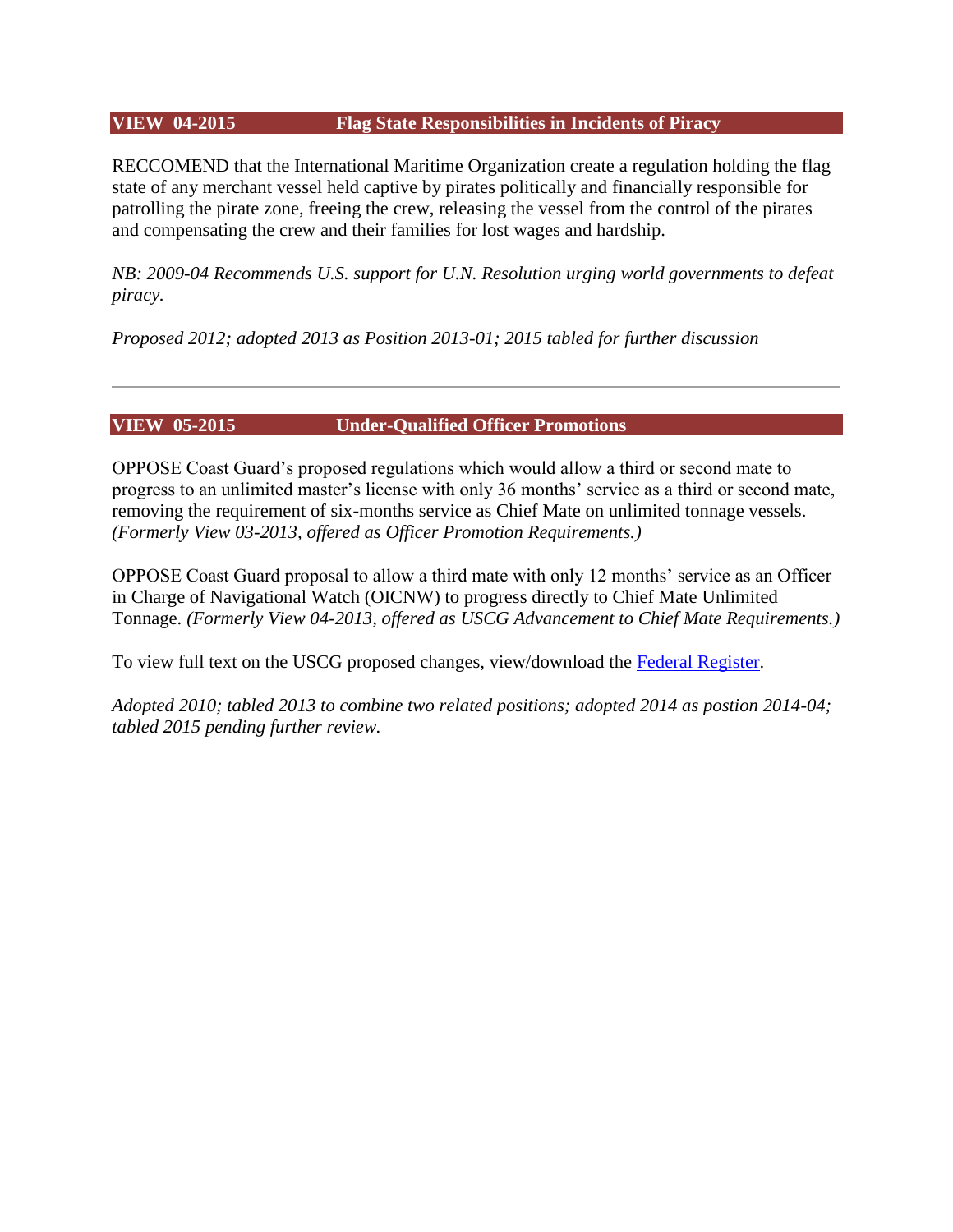## VIEW 04-2015 Flag State Responsibilities in Incidents of Piracy

RECCOMEND that the International Maritime Organization create a regulation holding the flag state of any merchant vessel held captive by pirates politically and financially responsible for patrolling the pirate zone, freeing the crew, releasing the vessel from the control of the pirates and compensating the crew and their families for lost wages and hardship.

*NB: 2009-04 Recommends U.S. support for U.N. Resolution urging world governments to defeat piracy.*

*Proposed 2012; adopted 2013 as Position 2013-01; 2015 tabled for further discussion*

---

## VIEW 05-2015 Under-Qualified Officer Promotions

OPPOSE Coast Guard's proposed regulations which would allow a third or second mate to progress to an unlimited master's license with only 36 months' service as a third or second mate, removing the requirement of six-months service as Chief Mate on unlimited tonnage vessels. *(Formerly View 03-2013, offered as Officer Promotion Requirements.)*

OPPOSE Coast Guard proposal to allow a third mate with only 12 months' service as an Officer in Charge of Navigational Watch (OICNW) to progress directly to Chief Mate Unlimited Tonnage. *(Formerly View 04-2013, offered as USCG Advancement to Chief Mate Requirements.)*

To view full text on the USCG proposed changes, view/download the Federal Register.

*Adopted 2010; tabled 2013 to combine two related positions; adopted 2014 as postion 2014-04; tabled 2015 pending further review.*